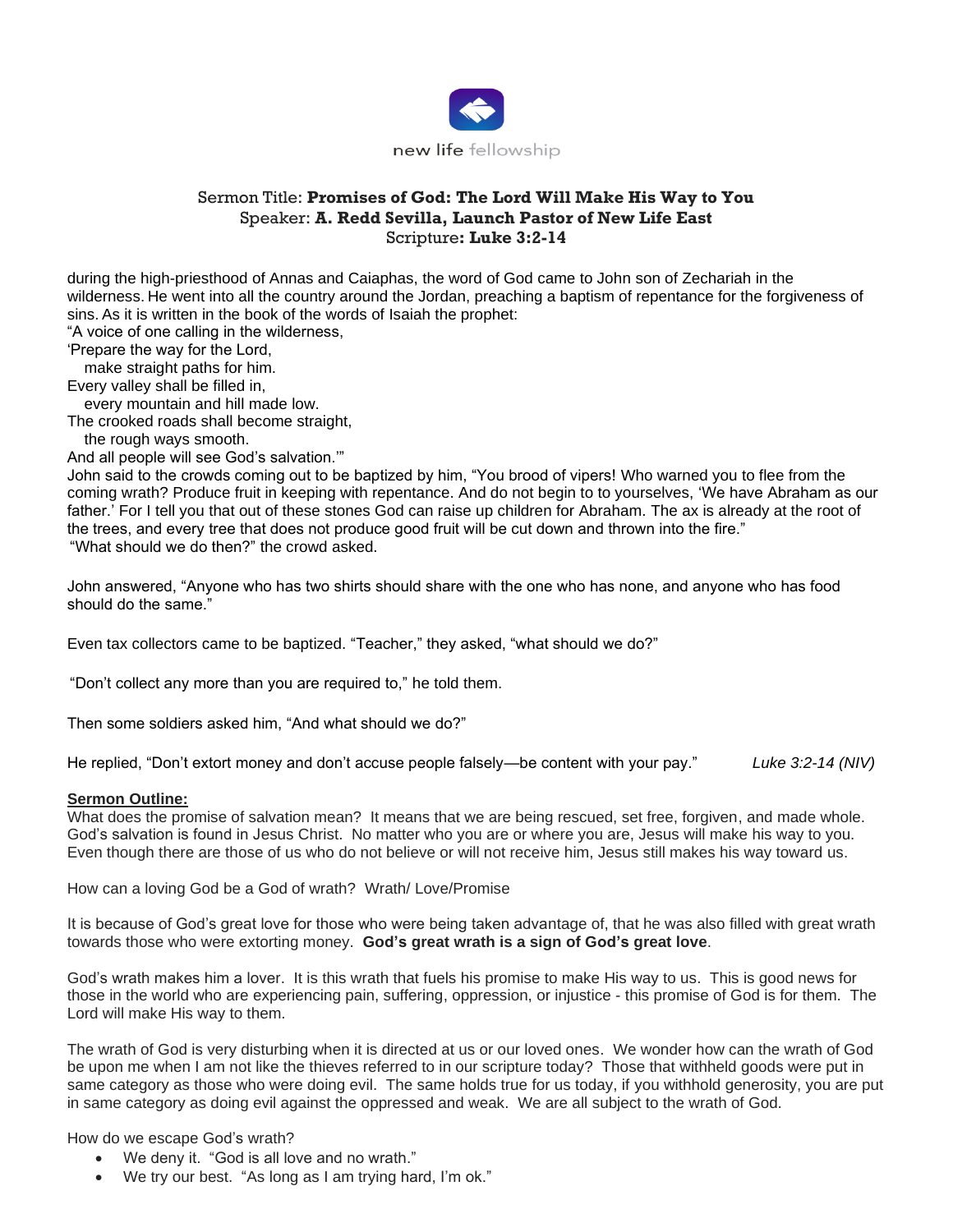new life fellowship

Sermon Title: **Promises of God: The Lord Will Make His Way to You**
Speaker: **A. Redd Sevilla, Launch Pastor of New Life East**
Scripture**: Luke 3:2-14**

during the high-priesthood of Annas and Caiaphas, the word of God came to John son of Zechariah in the wilderness. He went into all the country around the Jordan, preaching a baptism of repentance for the forgiveness of sins. As it is written in the book of the words of Isaiah the prophet:
"A voice of one calling in the wilderness,
'Prepare the way for the Lord,
make straight paths for him.
Every valley shall be filled in,
every mountain and hill made low.
The crooked roads shall become straight,
the rough ways smooth.
And all people will see God's salvation.'"
John said to the crowds coming out to be baptized by him, "You brood of vipers! Who warned you to flee from the coming wrath? Produce fruit in keeping with repentance. And do not begin to to yourselves, 'We have Abraham as our father.' For I tell you that out of these stones God can raise up children for Abraham. The ax is already at the root of the trees, and every tree that does not produce good fruit will be cut down and thrown into the fire."
"What should we do then?" the crowd asked.

John answered, "Anyone who has two shirts should share with the one who has none, and anyone who has food should do the same."

Even tax collectors came to be baptized. "Teacher," they asked, "what should we do?"

"Don't collect any more than you are required to," he told them.

Then some soldiers asked him, "And what should we do?"

He replied, "Don't extort money and don't accuse people falsely—be content with your pay." *Luke 3:2-14 (NIV)*

**Sermon Outline:**

What does the promise of salvation mean? It means that we are being rescued, set free, forgiven, and made whole. God's salvation is found in Jesus Christ. No matter who you are or where you are, Jesus will make his way to you. Even though there are those of us who do not believe or will not receive him, Jesus still makes his way toward us.

How can a loving God be a God of wrath? Wrath/ Love/Promise

It is because of God's great love for those who were being taken advantage of, that he was also filled with great wrath towards those who were extorting money. **God's great wrath is a sign of God's great love**.

God's wrath makes him a lover. It is this wrath that fuels his promise to make His way to us. This is good news for those in the world who are experiencing pain, suffering, oppression, or injustice - this promise of God is for them. The Lord will make His way to them.

The wrath of God is very disturbing when it is directed at us or our loved ones. We wonder how can the wrath of God be upon me when I am not like the thieves referred to in our scripture today? Those that withheld goods were put in same category as those who were doing evil. The same holds true for us today, if you withhold generosity, you are put in same category as doing evil against the oppressed and weak. We are all subject to the wrath of God.

How do we escape God's wrath?

- We deny it. "God is all love and no wrath."
- We try our best. "As long as I am trying hard, I'm ok."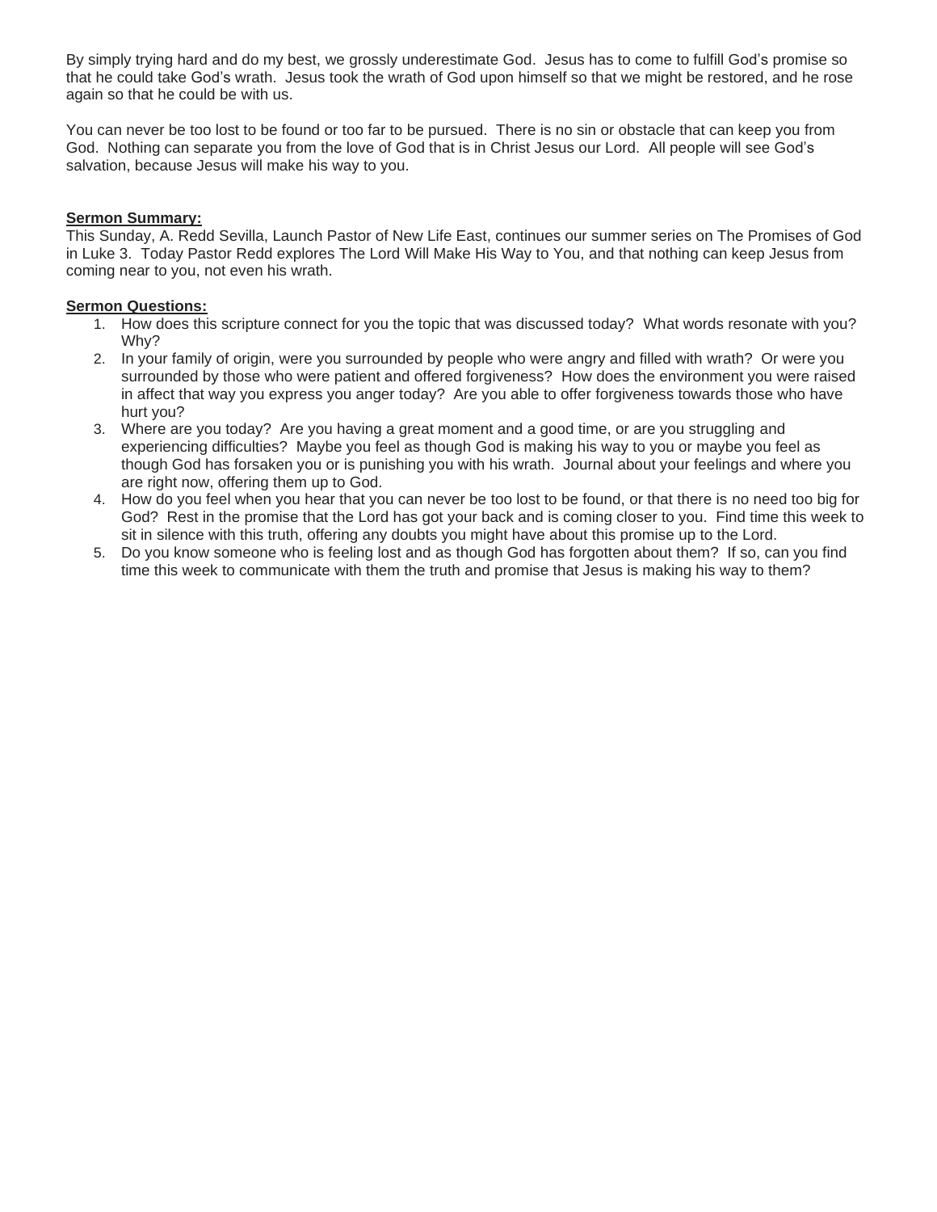By simply trying hard and do my best, we grossly underestimate God. Jesus has to come to fulfill God's promise so that he could take God's wrath. Jesus took the wrath of God upon himself so that we might be restored, and he rose again so that he could be with us.

You can never be too lost to be found or too far to be pursued. There is no sin or obstacle that can keep you from God. Nothing can separate you from the love of God that is in Christ Jesus our Lord. All people will see God's salvation, because Jesus will make his way to you.

**Sermon Summary:**

This Sunday, A. Redd Sevilla, Launch Pastor of New Life East, continues our summer series on The Promises of God in Luke 3. Today Pastor Redd explores The Lord Will Make His Way to You, and that nothing can keep Jesus from coming near to you, not even his wrath.

**Sermon Questions:**

1. How does this scripture connect for you the topic that was discussed today? What words resonate with you? Why?
2. In your family of origin, were you surrounded by people who were angry and filled with wrath? Or were you surrounded by those who were patient and offered forgiveness? How does the environment you were raised in affect that way you express you anger today? Are you able to offer forgiveness towards those who have hurt you?
3. Where are you today? Are you having a great moment and a good time, or are you struggling and experiencing difficulties? Maybe you feel as though God is making his way to you or maybe you feel as though God has forsaken you or is punishing you with his wrath. Journal about your feelings and where you are right now, offering them up to God.
4. How do you feel when you hear that you can never be too lost to be found, or that there is no need too big for God? Rest in the promise that the Lord has got your back and is coming closer to you. Find time this week to sit in silence with this truth, offering any doubts you might have about this promise up to the Lord.
5. Do you know someone who is feeling lost and as though God has forgotten about them? If so, can you find time this week to communicate with them the truth and promise that Jesus is making his way to them?